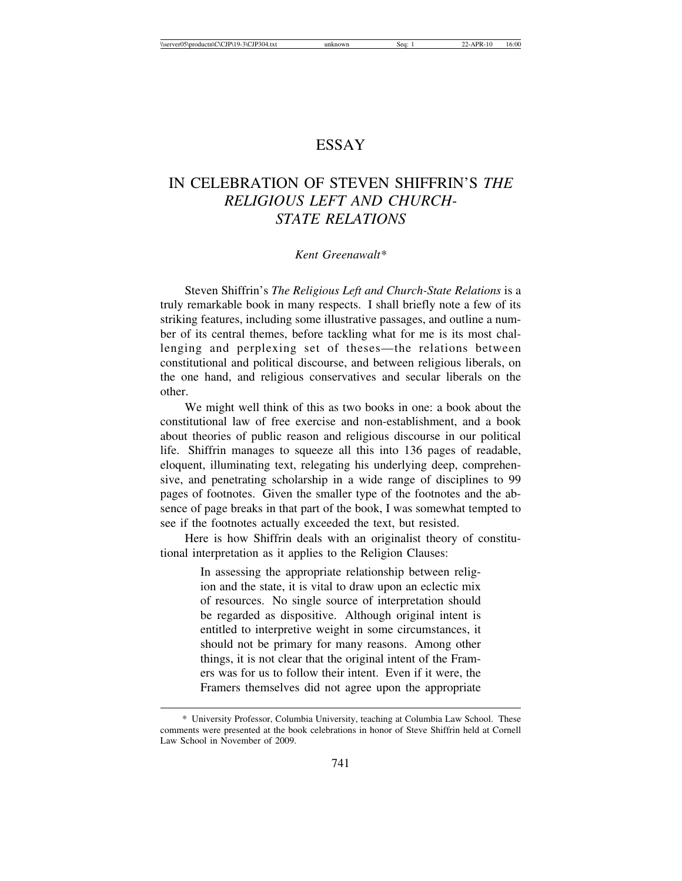# ESSAY

## IN CELEBRATION OF STEVEN SHIFFRIN'S *THE RELIGIOUS LEFT AND CHURCH-STATE RELATIONS*

*Kent Greenawalt**

Steven Shiffrin's *The Religious Left and Church-State Relations* is a truly remarkable book in many respects. I shall briefly note a few of its striking features, including some illustrative passages, and outline a number of its central themes, before tackling what for me is its most challenging and perplexing set of theses—the relations between constitutional and political discourse, and between religious liberals, on the one hand, and religious conservatives and secular liberals on the other.

We might well think of this as two books in one: a book about the constitutional law of free exercise and non-establishment, and a book about theories of public reason and religious discourse in our political life. Shiffrin manages to squeeze all this into 136 pages of readable, eloquent, illuminating text, relegating his underlying deep, comprehensive, and penetrating scholarship in a wide range of disciplines to 99 pages of footnotes. Given the smaller type of the footnotes and the absence of page breaks in that part of the book, I was somewhat tempted to see if the footnotes actually exceeded the text, but resisted.

Here is how Shiffrin deals with an originalist theory of constitutional interpretation as it applies to the Religion Clauses:

> In assessing the appropriate relationship between religion and the state, it is vital to draw upon an eclectic mix of resources. No single source of interpretation should be regarded as dispositive. Although original intent is entitled to interpretive weight in some circumstances, it should not be primary for many reasons. Among other things, it is not clear that the original intent of the Framers was for us to follow their intent. Even if it were, the Framers themselves did not agree upon the appropriate

---

\* University Professor, Columbia University, teaching at Columbia Law School. These comments were presented at the book celebrations in honor of Steve Shiffrin held at Cornell Law School in November of 2009.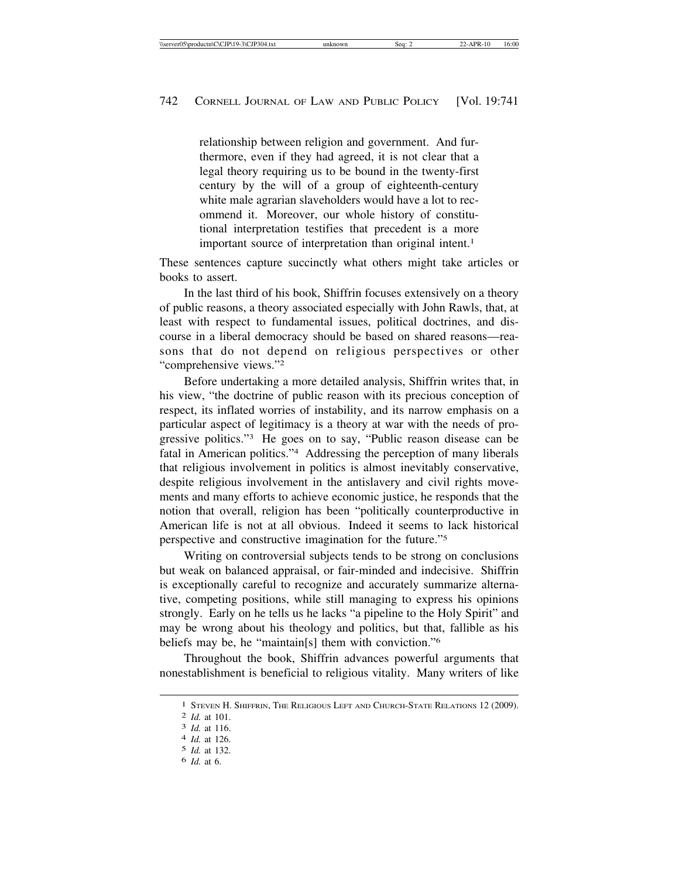> relationship between religion and government. And furthermore, even if they had agreed, it is not clear that a legal theory requiring us to be bound in the twenty-first century by the will of a group of eighteenth-century white male agrarian slaveholders would have a lot to recommend it. Moreover, our whole history of constitutional interpretation testifies that precedent is a more important source of interpretation than original intent.[1]

These sentences capture succinctly what others might take articles or books to assert.

In the last third of his book, Shiffrin focuses extensively on a theory of public reasons, a theory associated especially with John Rawls, that, at least with respect to fundamental issues, political doctrines, and discourse in a liberal democracy should be based on shared reasons—reasons that do not depend on religious perspectives or other "comprehensive views."[2]

Before undertaking a more detailed analysis, Shiffrin writes that, in his view, "the doctrine of public reason with its precious conception of respect, its inflated worries of instability, and its narrow emphasis on a particular aspect of legitimacy is a theory at war with the needs of progressive politics."[3] He goes on to say, "Public reason disease can be fatal in American politics."[4] Addressing the perception of many liberals that religious involvement in politics is almost inevitably conservative, despite religious involvement in the antislavery and civil rights movements and many efforts to achieve economic justice, he responds that the notion that overall, religion has been "politically counterproductive in American life is not at all obvious. Indeed it seems to lack historical perspective and constructive imagination for the future."[5]

Writing on controversial subjects tends to be strong on conclusions but weak on balanced appraisal, or fair-minded and indecisive. Shiffrin is exceptionally careful to recognize and accurately summarize alternative, competing positions, while still managing to express his opinions strongly. Early on he tells us he lacks "a pipeline to the Holy Spirit" and may be wrong about his theology and politics, but that, fallible as his beliefs may be, he "maintain[s] them with conviction."[6]

Throughout the book, Shiffrin advances powerful arguments that nonestablishment is beneficial to religious vitality. Many writers of like

---

[1] Steven H. Shiffrin, The Religious Left and Church-State Relations 12 (2009).

[2] *Id.* at 101.

[3] *Id.* at 116.

[4] *Id.* at 126.

[5] *Id.* at 132.

[6] *Id.* at 6.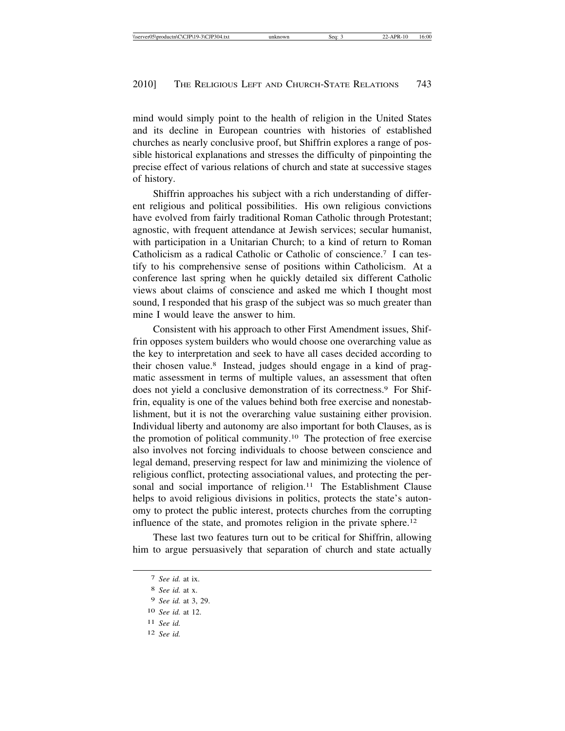mind would simply point to the health of religion in the United States and its decline in European countries with histories of established churches as nearly conclusive proof, but Shiffrin explores a range of possible historical explanations and stresses the difficulty of pinpointing the precise effect of various relations of church and state at successive stages of history.

Shiffrin approaches his subject with a rich understanding of different religious and political possibilities. His own religious convictions have evolved from fairly traditional Roman Catholic through Protestant; agnostic, with frequent attendance at Jewish services; secular humanist, with participation in a Unitarian Church; to a kind of return to Roman Catholicism as a radical Catholic or Catholic of conscience.[7] I can testify to his comprehensive sense of positions within Catholicism. At a conference last spring when he quickly detailed six different Catholic views about claims of conscience and asked me which I thought most sound, I responded that his grasp of the subject was so much greater than mine I would leave the answer to him.

Consistent with his approach to other First Amendment issues, Shiffrin opposes system builders who would choose one overarching value as the key to interpretation and seek to have all cases decided according to their chosen value.[8] Instead, judges should engage in a kind of pragmatic assessment in terms of multiple values, an assessment that often does not yield a conclusive demonstration of its correctness.[9] For Shiffrin, equality is one of the values behind both free exercise and nonestablishment, but it is not the overarching value sustaining either provision. Individual liberty and autonomy are also important for both Clauses, as is the promotion of political community.[10] The protection of free exercise also involves not forcing individuals to choose between conscience and legal demand, preserving respect for law and minimizing the violence of religious conflict, protecting associational values, and protecting the personal and social importance of religion.[11] The Establishment Clause helps to avoid religious divisions in politics, protects the state's autonomy to protect the public interest, protects churches from the corrupting influence of the state, and promotes religion in the private sphere.[12]

These last two features turn out to be critical for Shiffrin, allowing him to argue persuasively that separation of church and state actually

---

7 *See id.* at ix.

8 *See id.* at x.

9 *See id.* at 3, 29.

10 *See id.* at 12.

11 *See id.*

12 *See id.*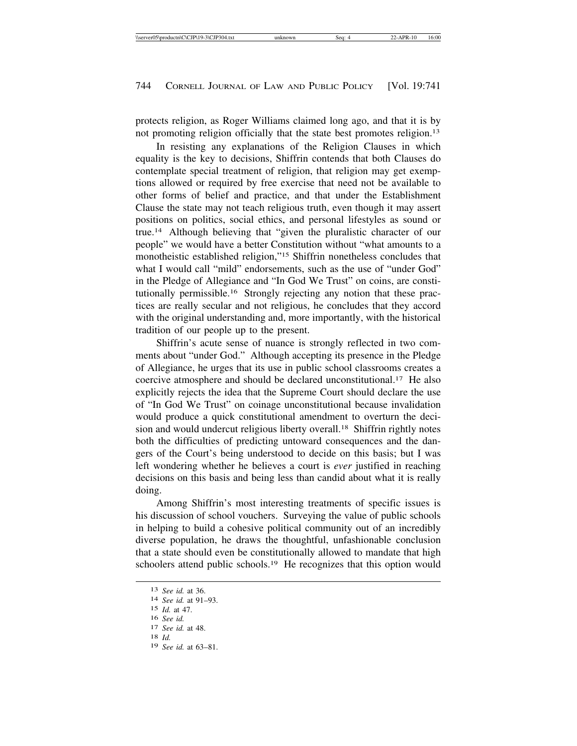protects religion, as Roger Williams claimed long ago, and that it is by not promoting religion officially that the state best promotes religion.[13]

In resisting any explanations of the Religion Clauses in which equality is the key to decisions, Shiffrin contends that both Clauses do contemplate special treatment of religion, that religion may get exemptions allowed or required by free exercise that need not be available to other forms of belief and practice, and that under the Establishment Clause the state may not teach religious truth, even though it may assert positions on politics, social ethics, and personal lifestyles as sound or true.[14] Although believing that "given the pluralistic character of our people" we would have a better Constitution without "what amounts to a monotheistic established religion,"[15] Shiffrin nonetheless concludes that what I would call "mild" endorsements, such as the use of "under God" in the Pledge of Allegiance and "In God We Trust" on coins, are constitutionally permissible.[16] Strongly rejecting any notion that these practices are really secular and not religious, he concludes that they accord with the original understanding and, more importantly, with the historical tradition of our people up to the present.

Shiffrin's acute sense of nuance is strongly reflected in two comments about "under God." Although accepting its presence in the Pledge of Allegiance, he urges that its use in public school classrooms creates a coercive atmosphere and should be declared unconstitutional.[17] He also explicitly rejects the idea that the Supreme Court should declare the use of "In God We Trust" on coinage unconstitutional because invalidation would produce a quick constitutional amendment to overturn the decision and would undercut religious liberty overall.[18] Shiffrin rightly notes both the difficulties of predicting untoward consequences and the dangers of the Court's being understood to decide on this basis; but I was left wondering whether he believes a court is *ever* justified in reaching decisions on this basis and being less than candid about what it is really doing.

Among Shiffrin's most interesting treatments of specific issues is his discussion of school vouchers. Surveying the value of public schools in helping to build a cohesive political community out of an incredibly diverse population, he draws the thoughtful, unfashionable conclusion that a state should even be constitutionally allowed to mandate that high schoolers attend public schools.[19] He recognizes that this option would

---

[13] *See id.* at 36.

[14] *See id.* at 91–93.

[15] *Id.* at 47.

[16] *See id.*

[17] *See id.* at 48.

[18] *Id.*

[19] *See id.* at 63–81.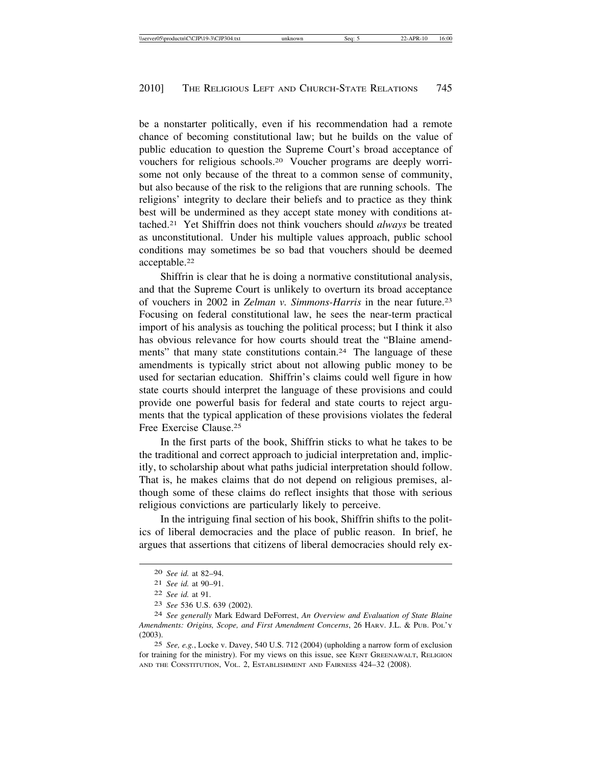be a nonstarter politically, even if his recommendation had a remote chance of becoming constitutional law; but he builds on the value of public education to question the Supreme Court's broad acceptance of vouchers for religious schools.[20] Voucher programs are deeply worrisome not only because of the threat to a common sense of community, but also because of the risk to the religions that are running schools. The religions' integrity to declare their beliefs and to practice as they think best will be undermined as they accept state money with conditions attached.[21] Yet Shiffrin does not think vouchers should *always* be treated as unconstitutional. Under his multiple values approach, public school conditions may sometimes be so bad that vouchers should be deemed acceptable.[22]

Shiffrin is clear that he is doing a normative constitutional analysis, and that the Supreme Court is unlikely to overturn its broad acceptance of vouchers in 2002 in *Zelman v. Simmons-Harris* in the near future.[23] Focusing on federal constitutional law, he sees the near-term practical import of his analysis as touching the political process; but I think it also has obvious relevance for how courts should treat the "Blaine amendments" that many state constitutions contain.[24] The language of these amendments is typically strict about not allowing public money to be used for sectarian education. Shiffrin's claims could well figure in how state courts should interpret the language of these provisions and could provide one powerful basis for federal and state courts to reject arguments that the typical application of these provisions violates the federal Free Exercise Clause.[25]

In the first parts of the book, Shiffrin sticks to what he takes to be the traditional and correct approach to judicial interpretation and, implicitly, to scholarship about what paths judicial interpretation should follow. That is, he makes claims that do not depend on religious premises, although some of these claims do reflect insights that those with serious religious convictions are particularly likely to perceive.

In the intriguing final section of his book, Shiffrin shifts to the politics of liberal democracies and the place of public reason. In brief, he argues that assertions that citizens of liberal democracies should rely ex-

---

[20] *See id.* at 82–94.

[21] *See id.* at 90–91.

[22] *See id.* at 91.

[23] *See* 536 U.S. 639 (2002).

[24] *See generally* Mark Edward DeForrest, *An Overview and Evaluation of State Blaine Amendments: Origins, Scope, and First Amendment Concerns*, 26 HARV. J.L. & PUB. POL'Y (2003).

[25] *See, e.g.*, Locke v. Davey, 540 U.S. 712 (2004) (upholding a narrow form of exclusion for training for the ministry). For my views on this issue, see KENT GREENAWALT, RELIGION AND THE CONSTITUTION, VOL. 2, ESTABLISHMENT AND FAIRNESS 424–32 (2008).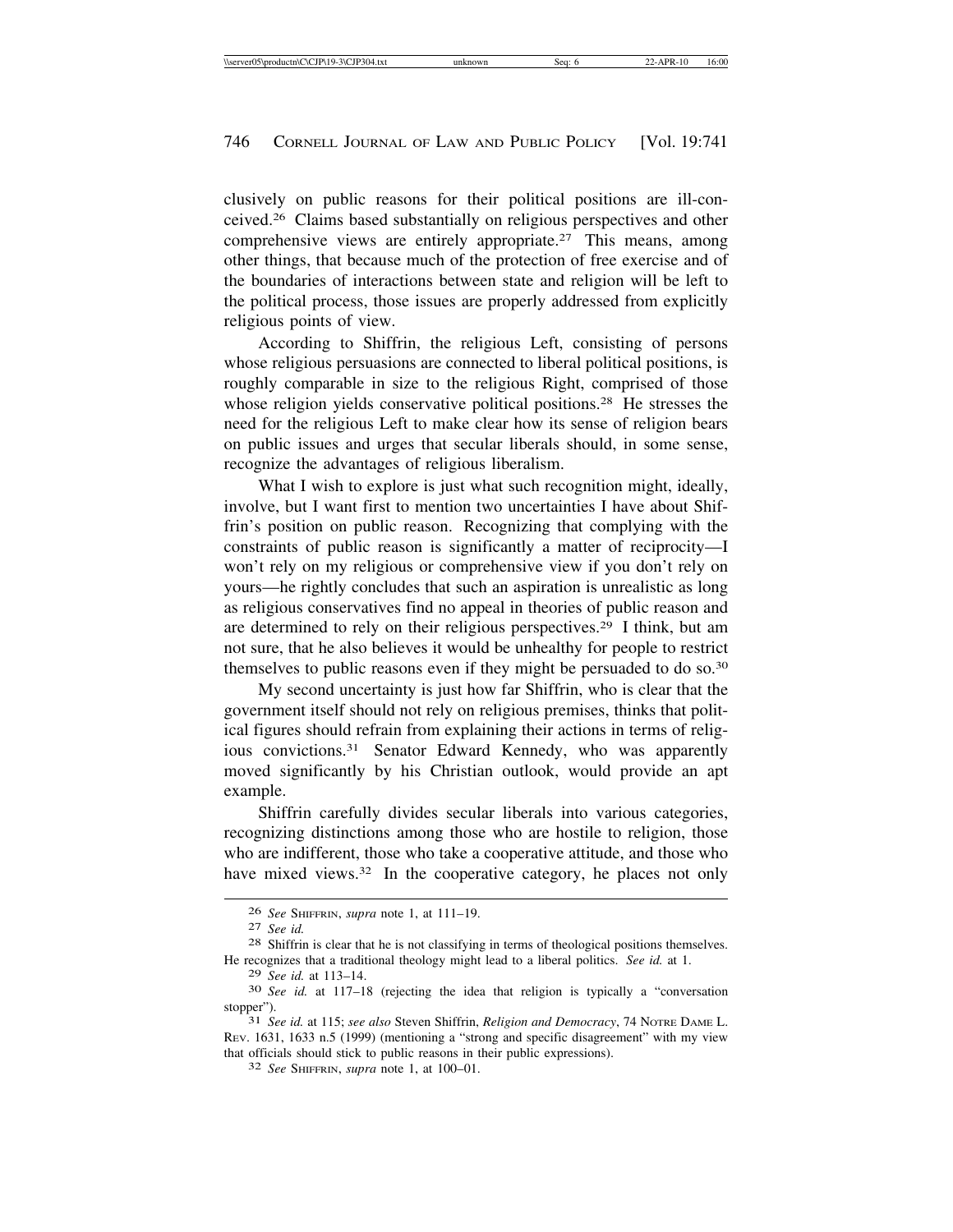clusively on public reasons for their political positions are ill-conceived.[26] Claims based substantially on religious perspectives and other comprehensive views are entirely appropriate.[27] This means, among other things, that because much of the protection of free exercise and of the boundaries of interactions between state and religion will be left to the political process, those issues are properly addressed from explicitly religious points of view.

According to Shiffrin, the religious Left, consisting of persons whose religious persuasions are connected to liberal political positions, is roughly comparable in size to the religious Right, comprised of those whose religion yields conservative political positions.[28] He stresses the need for the religious Left to make clear how its sense of religion bears on public issues and urges that secular liberals should, in some sense, recognize the advantages of religious liberalism.

What I wish to explore is just what such recognition might, ideally, involve, but I want first to mention two uncertainties I have about Shiffrin's position on public reason. Recognizing that complying with the constraints of public reason is significantly a matter of reciprocity—I won't rely on my religious or comprehensive view if you don't rely on yours—he rightly concludes that such an aspiration is unrealistic as long as religious conservatives find no appeal in theories of public reason and are determined to rely on their religious perspectives.[29] I think, but am not sure, that he also believes it would be unhealthy for people to restrict themselves to public reasons even if they might be persuaded to do so.[30]

My second uncertainty is just how far Shiffrin, who is clear that the government itself should not rely on religious premises, thinks that political figures should refrain from explaining their actions in terms of religious convictions.[31] Senator Edward Kennedy, who was apparently moved significantly by his Christian outlook, would provide an apt example.

Shiffrin carefully divides secular liberals into various categories, recognizing distinctions among those who are hostile to religion, those who are indifferent, those who take a cooperative attitude, and those who have mixed views.[32] In the cooperative category, he places not only

---

[26] *See* Shiffrin, *supra* note 1, at 111–19.

[27] *See id.*

[28] Shiffrin is clear that he is not classifying in terms of theological positions themselves. He recognizes that a traditional theology might lead to a liberal politics. *See id.* at 1.

[29] *See id.* at 113–14.

[30] *See id.* at 117–18 (rejecting the idea that religion is typically a "conversation stopper").

[31] *See id.* at 115; *see also* Steven Shiffrin, *Religion and Democracy*, 74 Notre Dame L. Rev. 1631, 1633 n.5 (1999) (mentioning a "strong and specific disagreement" with my view that officials should stick to public reasons in their public expressions).

[32] *See* Shiffrin, *supra* note 1, at 100–01.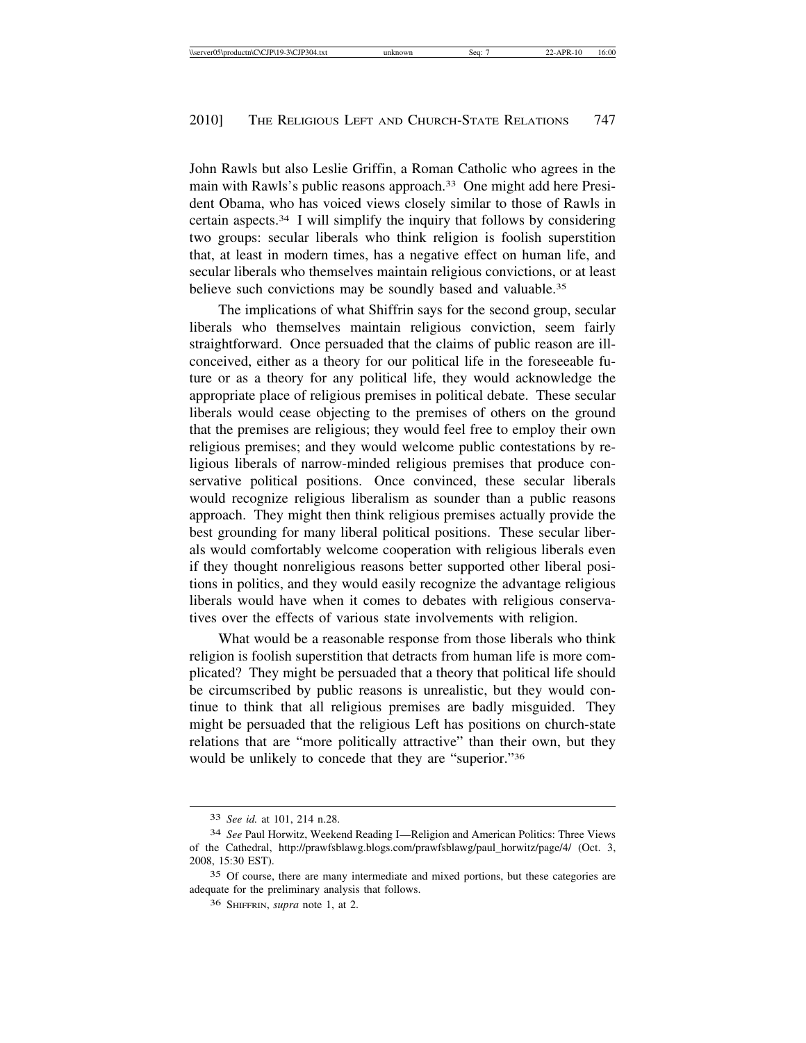John Rawls but also Leslie Griffin, a Roman Catholic who agrees in the main with Rawls's public reasons approach.[33] One might add here President Obama, who has voiced views closely similar to those of Rawls in certain aspects.[34] I will simplify the inquiry that follows by considering two groups: secular liberals who think religion is foolish superstition that, at least in modern times, has a negative effect on human life, and secular liberals who themselves maintain religious convictions, or at least believe such convictions may be soundly based and valuable.[35]

The implications of what Shiffrin says for the second group, secular liberals who themselves maintain religious conviction, seem fairly straightforward. Once persuaded that the claims of public reason are ill-conceived, either as a theory for our political life in the foreseeable future or as a theory for any political life, they would acknowledge the appropriate place of religious premises in political debate. These secular liberals would cease objecting to the premises of others on the ground that the premises are religious; they would feel free to employ their own religious premises; and they would welcome public contestations by religious liberals of narrow-minded religious premises that produce conservative political positions. Once convinced, these secular liberals would recognize religious liberalism as sounder than a public reasons approach. They might then think religious premises actually provide the best grounding for many liberal political positions. These secular liberals would comfortably welcome cooperation with religious liberals even if they thought nonreligious reasons better supported other liberal positions in politics, and they would easily recognize the advantage religious liberals would have when it comes to debates with religious conservatives over the effects of various state involvements with religion.

What would be a reasonable response from those liberals who think religion is foolish superstition that detracts from human life is more complicated? They might be persuaded that a theory that political life should be circumscribed by public reasons is unrealistic, but they would continue to think that all religious premises are badly misguided. They might be persuaded that the religious Left has positions on church-state relations that are "more politically attractive" than their own, but they would be unlikely to concede that they are "superior."[36]

---

[33] *See id.* at 101, 214 n.28.

[34] *See* Paul Horwitz, Weekend Reading I—Religion and American Politics: Three Views of the Cathedral, http://prawfsblawg.blogs.com/prawfsblawg/paul_horwitz/page/4/ (Oct. 3, 2008, 15:30 EST).

[35] Of course, there are many intermediate and mixed portions, but these categories are adequate for the preliminary analysis that follows.

[36] Shiffrin, *supra* note 1, at 2.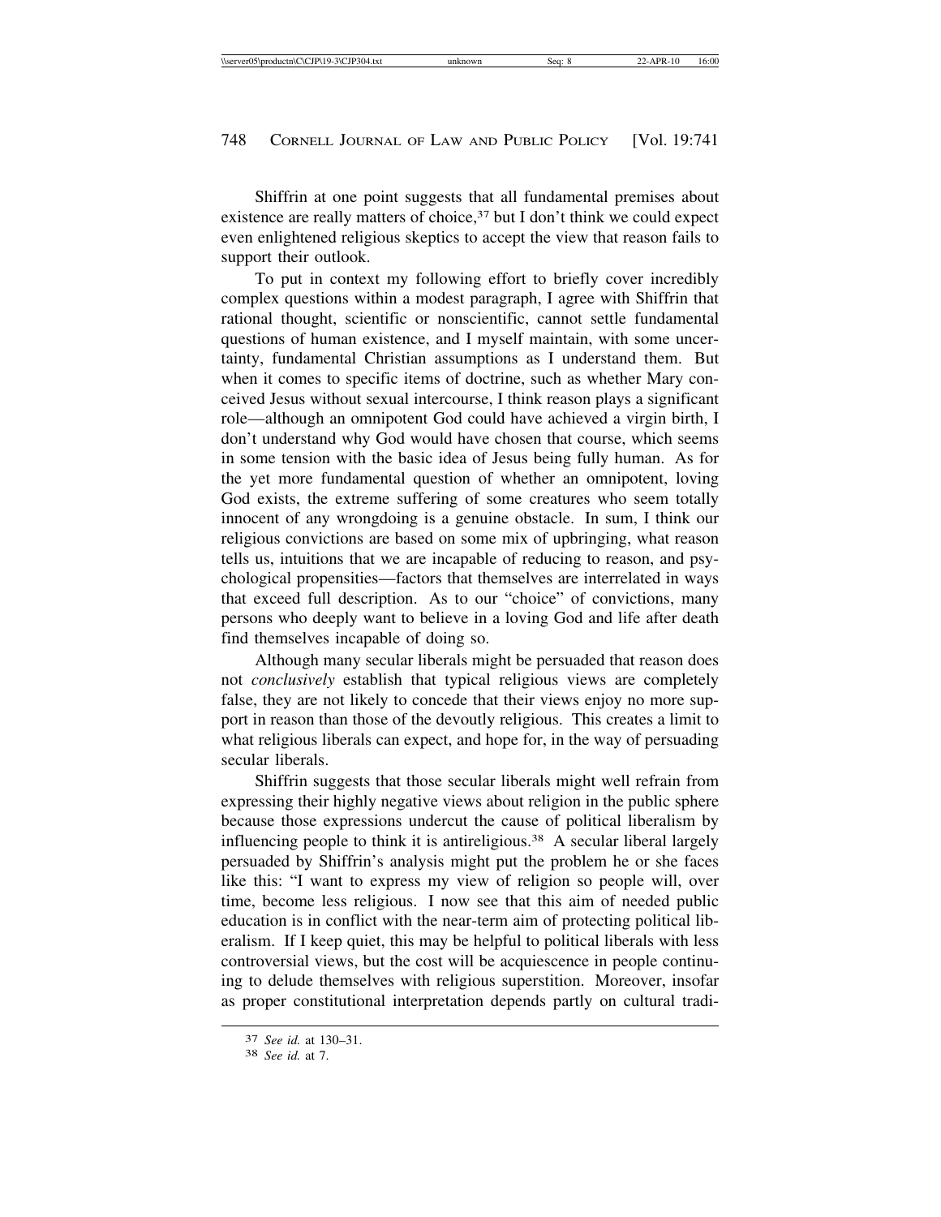Shiffrin at one point suggests that all fundamental premises about existence are really matters of choice,[37] but I don't think we could expect even enlightened religious skeptics to accept the view that reason fails to support their outlook.

To put in context my following effort to briefly cover incredibly complex questions within a modest paragraph, I agree with Shiffrin that rational thought, scientific or nonscientific, cannot settle fundamental questions of human existence, and I myself maintain, with some uncertainty, fundamental Christian assumptions as I understand them. But when it comes to specific items of doctrine, such as whether Mary conceived Jesus without sexual intercourse, I think reason plays a significant role—although an omnipotent God could have achieved a virgin birth, I don't understand why God would have chosen that course, which seems in some tension with the basic idea of Jesus being fully human. As for the yet more fundamental question of whether an omnipotent, loving God exists, the extreme suffering of some creatures who seem totally innocent of any wrongdoing is a genuine obstacle. In sum, I think our religious convictions are based on some mix of upbringing, what reason tells us, intuitions that we are incapable of reducing to reason, and psychological propensities—factors that themselves are interrelated in ways that exceed full description. As to our "choice" of convictions, many persons who deeply want to believe in a loving God and life after death find themselves incapable of doing so.

Although many secular liberals might be persuaded that reason does not *conclusively* establish that typical religious views are completely false, they are not likely to concede that their views enjoy no more support in reason than those of the devoutly religious. This creates a limit to what religious liberals can expect, and hope for, in the way of persuading secular liberals.

Shiffrin suggests that those secular liberals might well refrain from expressing their highly negative views about religion in the public sphere because those expressions undercut the cause of political liberalism by influencing people to think it is antireligious.[38] A secular liberal largely persuaded by Shiffrin's analysis might put the problem he or she faces like this: "I want to express my view of religion so people will, over time, become less religious. I now see that this aim of needed public education is in conflict with the near-term aim of protecting political liberalism. If I keep quiet, this may be helpful to political liberals with less controversial views, but the cost will be acquiescence in people continuing to delude themselves with religious superstition. Moreover, insofar as proper constitutional interpretation depends partly on cultural tradi-

---

[37] *See id.* at 130–31.

[38] *See id.* at 7.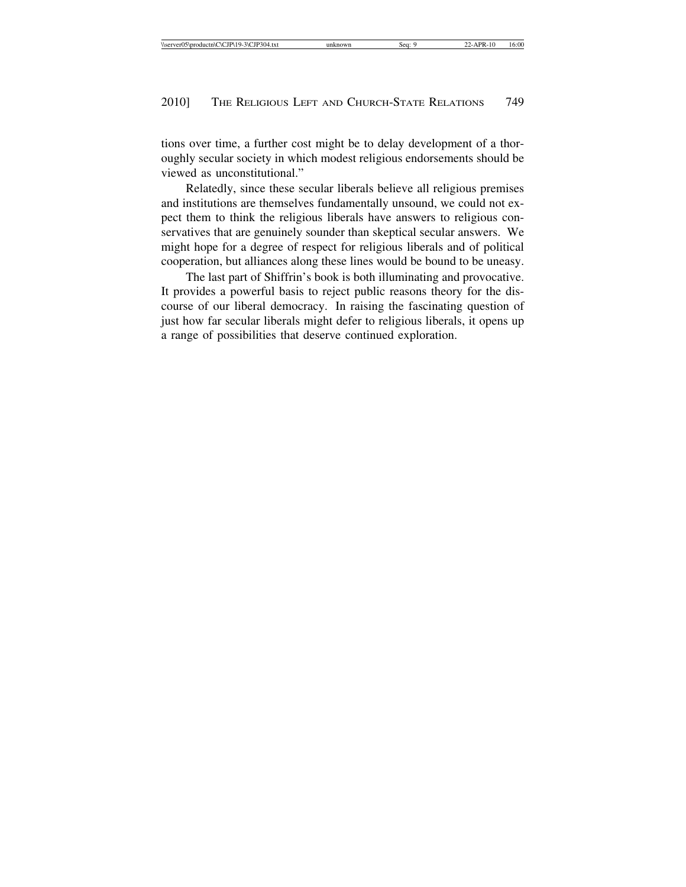tions over time, a further cost might be to delay development of a thoroughly secular society in which modest religious endorsements should be viewed as unconstitutional."

Relatedly, since these secular liberals believe all religious premises and institutions are themselves fundamentally unsound, we could not expect them to think the religious liberals have answers to religious conservatives that are genuinely sounder than skeptical secular answers. We might hope for a degree of respect for religious liberals and of political cooperation, but alliances along these lines would be bound to be uneasy.

The last part of Shiffrin's book is both illuminating and provocative. It provides a powerful basis to reject public reasons theory for the discourse of our liberal democracy. In raising the fascinating question of just how far secular liberals might defer to religious liberals, it opens up a range of possibilities that deserve continued exploration.